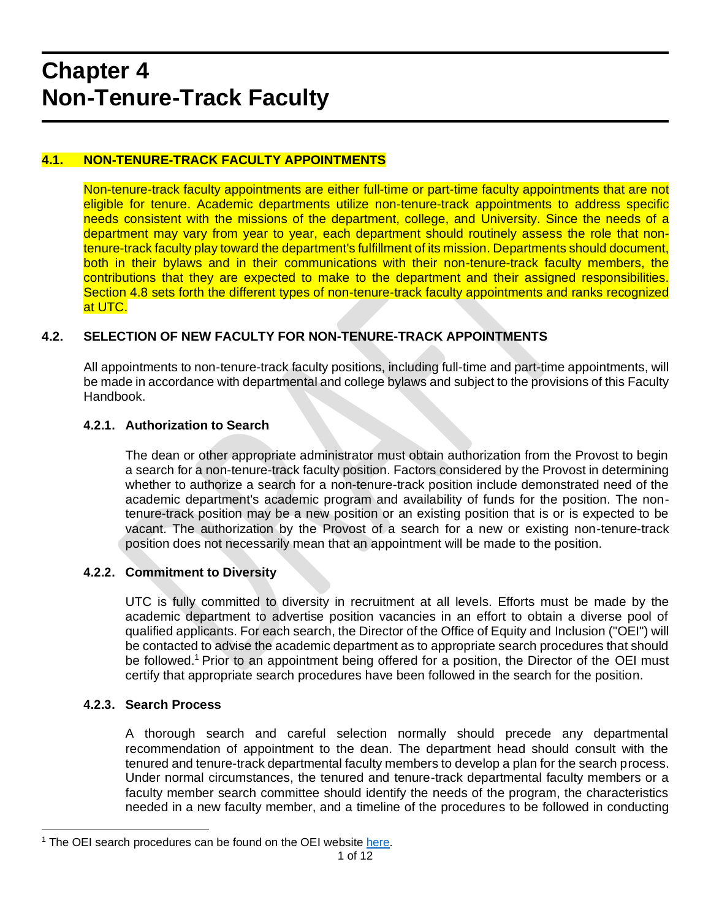# Chapter 4
# Non-Tenure-Track Faculty

## 4.1. NON-TENURE-TRACK FACULTY APPOINTMENTS

Non-tenure-track faculty appointments are either full-time or part-time faculty appointments that are not eligible for tenure. Academic departments utilize non-tenure-track appointments to address specific needs consistent with the missions of the department, college, and University. Since the needs of a department may vary from year to year, each department should routinely assess the role that non-tenure-track faculty play toward the department's fulfillment of its mission. Departments should document, both in their bylaws and in their communications with their non-tenure-track faculty members, the contributions that they are expected to make to the department and their assigned responsibilities. Section 4.8 sets forth the different types of non-tenure-track faculty appointments and ranks recognized at UTC.

## 4.2. SELECTION OF NEW FACULTY FOR NON-TENURE-TRACK APPOINTMENTS

All appointments to non-tenure-track faculty positions, including full-time and part-time appointments, will be made in accordance with departmental and college bylaws and subject to the provisions of this Faculty Handbook.

### 4.2.1. Authorization to Search

The dean or other appropriate administrator must obtain authorization from the Provost to begin a search for a non-tenure-track faculty position. Factors considered by the Provost in determining whether to authorize a search for a non-tenure-track position include demonstrated need of the academic department's academic program and availability of funds for the position. The non-tenure-track position may be a new position or an existing position that is or is expected to be vacant. The authorization by the Provost of a search for a new or existing non-tenure-track position does not necessarily mean that an appointment will be made to the position.

### 4.2.2. Commitment to Diversity

UTC is fully committed to diversity in recruitment at all levels. Efforts must be made by the academic department to advertise position vacancies in an effort to obtain a diverse pool of qualified applicants. For each search, the Director of the Office of Equity and Inclusion ("OEI") will be contacted to advise the academic department as to appropriate search procedures that should be followed.[1] Prior to an appointment being offered for a position, the Director of the OEI must certify that appropriate search procedures have been followed in the search for the position.

### 4.2.3. Search Process

A thorough search and careful selection normally should precede any departmental recommendation of appointment to the dean. The department head should consult with the tenured and tenure-track departmental faculty members to develop a plan for the search process. Under normal circumstances, the tenured and tenure-track departmental faculty members or a faculty member search committee should identify the needs of the program, the characteristics needed in a new faculty member, and a timeline of the procedures to be followed in conducting

[1] The OEI search procedures can be found on the OEI website here.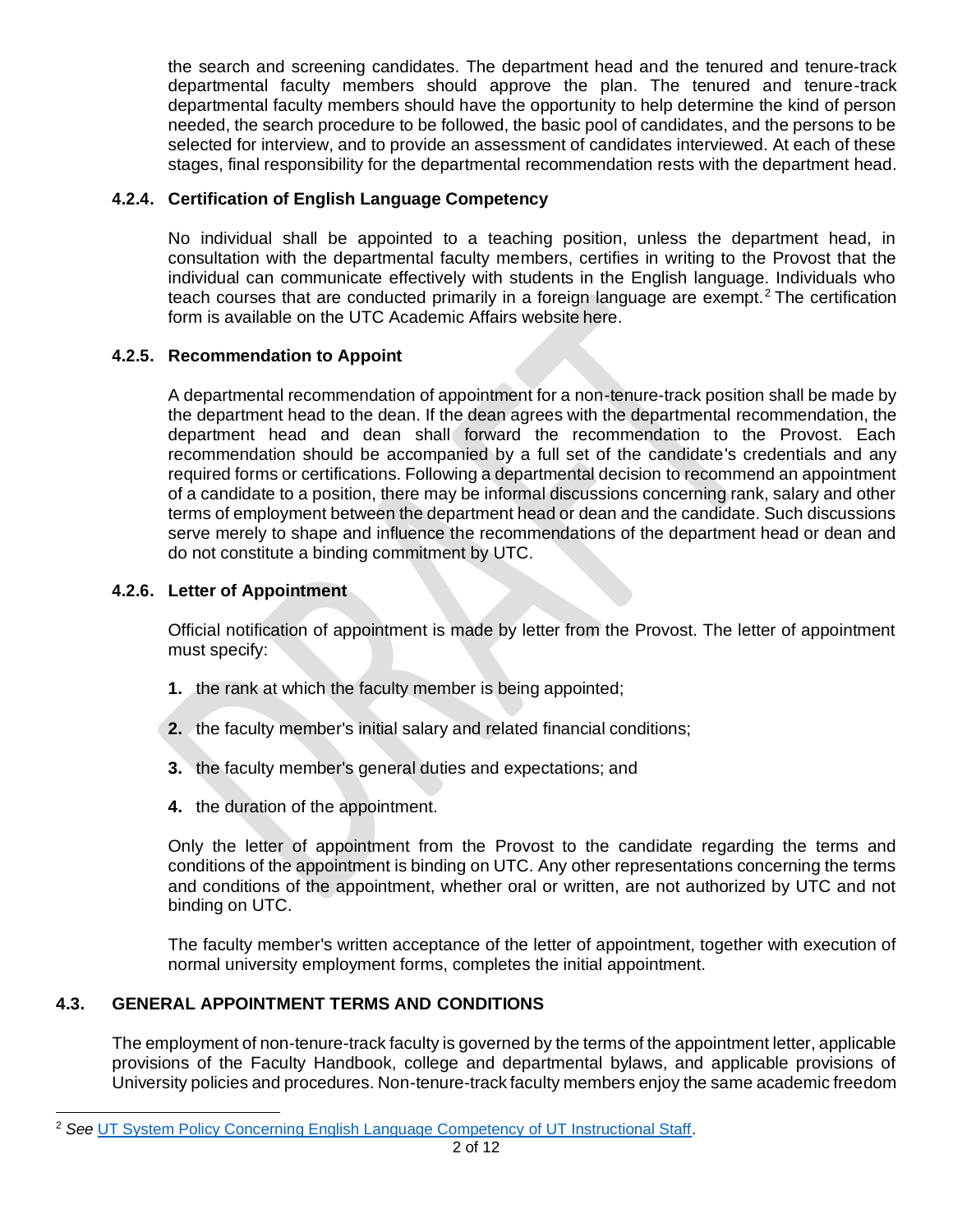the search and screening candidates. The department head and the tenured and tenure-track departmental faculty members should approve the plan. The tenured and tenure-track departmental faculty members should have the opportunity to help determine the kind of person needed, the search procedure to be followed, the basic pool of candidates, and the persons to be selected for interview, and to provide an assessment of candidates interviewed. At each of these stages, final responsibility for the departmental recommendation rests with the department head.

#### 4.2.4. Certification of English Language Competency

No individual shall be appointed to a teaching position, unless the department head, in consultation with the departmental faculty members, certifies in writing to the Provost that the individual can communicate effectively with students in the English language. Individuals who teach courses that are conducted primarily in a foreign language are exempt.[2] The certification form is available on the UTC Academic Affairs website here.

#### 4.2.5. Recommendation to Appoint

A departmental recommendation of appointment for a non-tenure-track position shall be made by the department head to the dean. If the dean agrees with the departmental recommendation, the department head and dean shall forward the recommendation to the Provost. Each recommendation should be accompanied by a full set of the candidate's credentials and any required forms or certifications. Following a departmental decision to recommend an appointment of a candidate to a position, there may be informal discussions concerning rank, salary and other terms of employment between the department head or dean and the candidate. Such discussions serve merely to shape and influence the recommendations of the department head or dean and do not constitute a binding commitment by UTC.

#### 4.2.6. Letter of Appointment

Official notification of appointment is made by letter from the Provost. The letter of appointment must specify:

1. the rank at which the faculty member is being appointed;
2. the faculty member's initial salary and related financial conditions;
3. the faculty member's general duties and expectations; and
4. the duration of the appointment.

Only the letter of appointment from the Provost to the candidate regarding the terms and conditions of the appointment is binding on UTC. Any other representations concerning the terms and conditions of the appointment, whether oral or written, are not authorized by UTC and not binding on UTC.

The faculty member's written acceptance of the letter of appointment, together with execution of normal university employment forms, completes the initial appointment.

### 4.3. GENERAL APPOINTMENT TERMS AND CONDITIONS

The employment of non-tenure-track faculty is governed by the terms of the appointment letter, applicable provisions of the Faculty Handbook, college and departmental bylaws, and applicable provisions of University policies and procedures. Non-tenure-track faculty members enjoy the same academic freedom

[2] *See* UT System Policy Concerning English Language Competency of UT Instructional Staff.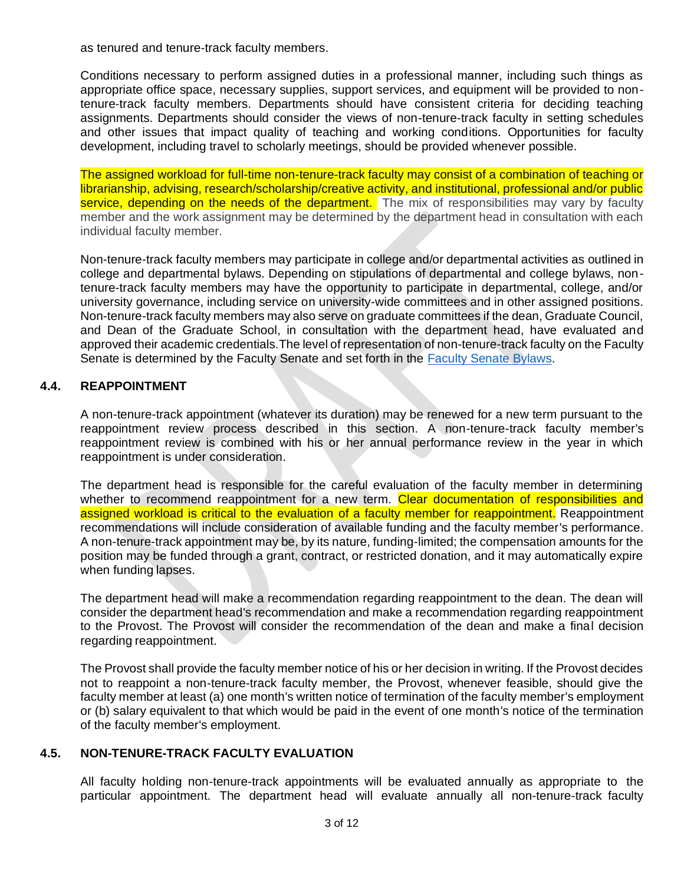as tenured and tenure-track faculty members.

Conditions necessary to perform assigned duties in a professional manner, including such things as appropriate office space, necessary supplies, support services, and equipment will be provided to non-tenure-track faculty members. Departments should have consistent criteria for deciding teaching assignments. Departments should consider the views of non-tenure-track faculty in setting schedules and other issues that impact quality of teaching and working conditions. Opportunities for faculty development, including travel to scholarly meetings, should be provided whenever possible.

The assigned workload for full-time non-tenure-track faculty may consist of a combination of teaching or librarianship, advising, research/scholarship/creative activity, and institutional, professional and/or public service, depending on the needs of the department. The mix of responsibilities may vary by faculty member and the work assignment may be determined by the department head in consultation with each individual faculty member.

Non-tenure-track faculty members may participate in college and/or departmental activities as outlined in college and departmental bylaws. Depending on stipulations of departmental and college bylaws, non-tenure-track faculty members may have the opportunity to participate in departmental, college, and/or university governance, including service on university-wide committees and in other assigned positions. Non-tenure-track faculty members may also serve on graduate committees if the dean, Graduate Council, and Dean of the Graduate School, in consultation with the department head, have evaluated and approved their academic credentials.The level of representation of non-tenure-track faculty on the Faculty Senate is determined by the Faculty Senate and set forth in the Faculty Senate Bylaws.

## 4.4. REAPPOINTMENT

A non-tenure-track appointment (whatever its duration) may be renewed for a new term pursuant to the reappointment review process described in this section. A non-tenure-track faculty member's reappointment review is combined with his or her annual performance review in the year in which reappointment is under consideration.

The department head is responsible for the careful evaluation of the faculty member in determining whether to recommend reappointment for a new term. Clear documentation of responsibilities and assigned workload is critical to the evaluation of a faculty member for reappointment. Reappointment recommendations will include consideration of available funding and the faculty member's performance. A non-tenure-track appointment may be, by its nature, funding-limited; the compensation amounts for the position may be funded through a grant, contract, or restricted donation, and it may automatically expire when funding lapses.

The department head will make a recommendation regarding reappointment to the dean. The dean will consider the department head's recommendation and make a recommendation regarding reappointment to the Provost. The Provost will consider the recommendation of the dean and make a final decision regarding reappointment.

The Provost shall provide the faculty member notice of his or her decision in writing. If the Provost decides not to reappoint a non-tenure-track faculty member, the Provost, whenever feasible, should give the faculty member at least (a) one month's written notice of termination of the faculty member's employment or (b) salary equivalent to that which would be paid in the event of one month's notice of the termination of the faculty member's employment.

## 4.5. NON-TENURE-TRACK FACULTY EVALUATION

All faculty holding non-tenure-track appointments will be evaluated annually as appropriate to the particular appointment. The department head will evaluate annually all non-tenure-track faculty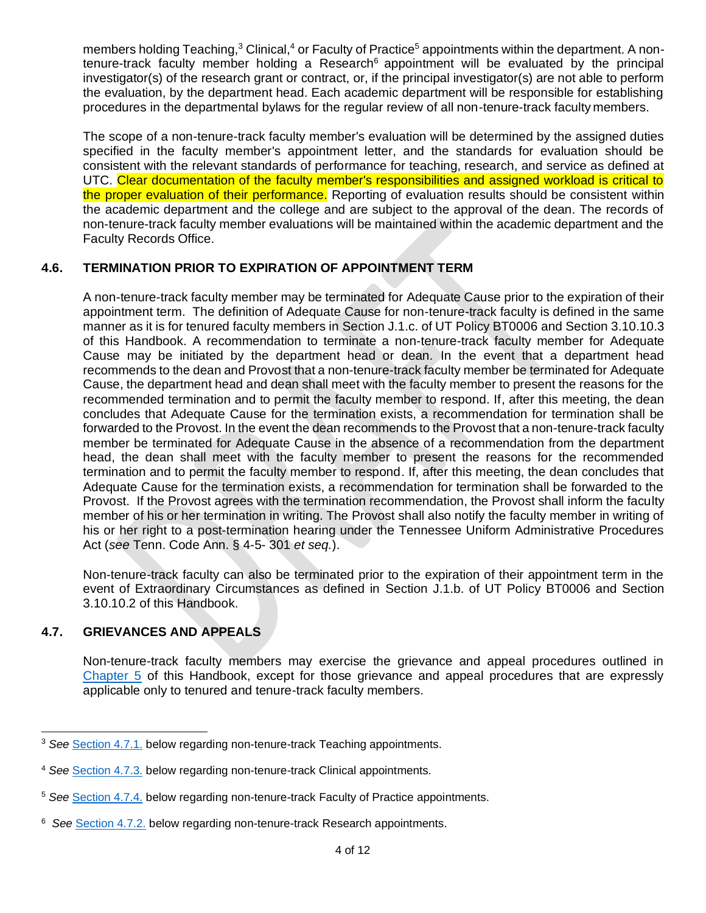members holding Teaching,[3] Clinical,[4] or Faculty of Practice[5] appointments within the department. A non-tenure-track faculty member holding a Research[6] appointment will be evaluated by the principal investigator(s) of the research grant or contract, or, if the principal investigator(s) are not able to perform the evaluation, by the department head. Each academic department will be responsible for establishing procedures in the departmental bylaws for the regular review of all non-tenure-track faculty members.

The scope of a non-tenure-track faculty member's evaluation will be determined by the assigned duties specified in the faculty member's appointment letter, and the standards for evaluation should be consistent with the relevant standards of performance for teaching, research, and service as defined at UTC. Clear documentation of the faculty member's responsibilities and assigned workload is critical to the proper evaluation of their performance. Reporting of evaluation results should be consistent within the academic department and the college and are subject to the approval of the dean. The records of non-tenure-track faculty member evaluations will be maintained within the academic department and the Faculty Records Office.

### 4.6. TERMINATION PRIOR TO EXPIRATION OF APPOINTMENT TERM

A non-tenure-track faculty member may be terminated for Adequate Cause prior to the expiration of their appointment term. The definition of Adequate Cause for non-tenure-track faculty is defined in the same manner as it is for tenured faculty members in Section J.1.c. of UT Policy BT0006 and Section 3.10.10.3 of this Handbook. A recommendation to terminate a non-tenure-track faculty member for Adequate Cause may be initiated by the department head or dean. In the event that a department head recommends to the dean and Provost that a non-tenure-track faculty member be terminated for Adequate Cause, the department head and dean shall meet with the faculty member to present the reasons for the recommended termination and to permit the faculty member to respond. If, after this meeting, the dean concludes that Adequate Cause for the termination exists, a recommendation for termination shall be forwarded to the Provost. In the event the dean recommends to the Provost that a non-tenure-track faculty member be terminated for Adequate Cause in the absence of a recommendation from the department head, the dean shall meet with the faculty member to present the reasons for the recommended termination and to permit the faculty member to respond. If, after this meeting, the dean concludes that Adequate Cause for the termination exists, a recommendation for termination shall be forwarded to the Provost. If the Provost agrees with the termination recommendation, the Provost shall inform the faculty member of his or her termination in writing. The Provost shall also notify the faculty member in writing of his or her right to a post-termination hearing under the Tennessee Uniform Administrative Procedures Act (*see* Tenn. Code Ann. § 4-5- 301 *et seq.*).

Non-tenure-track faculty can also be terminated prior to the expiration of their appointment term in the event of Extraordinary Circumstances as defined in Section J.1.b. of UT Policy BT0006 and Section 3.10.10.2 of this Handbook.

### 4.7. GRIEVANCES AND APPEALS

Non-tenure-track faculty members may exercise the grievance and appeal procedures outlined in Chapter 5 of this Handbook, except for those grievance and appeal procedures that are expressly applicable only to tenured and tenure-track faculty members.

---

[3] *See* Section 4.7.1. below regarding non-tenure-track Teaching appointments.

[4] *See* Section 4.7.3. below regarding non-tenure-track Clinical appointments.

[5] *See* Section 4.7.4. below regarding non-tenure-track Faculty of Practice appointments.

[6] *See* Section 4.7.2. below regarding non-tenure-track Research appointments.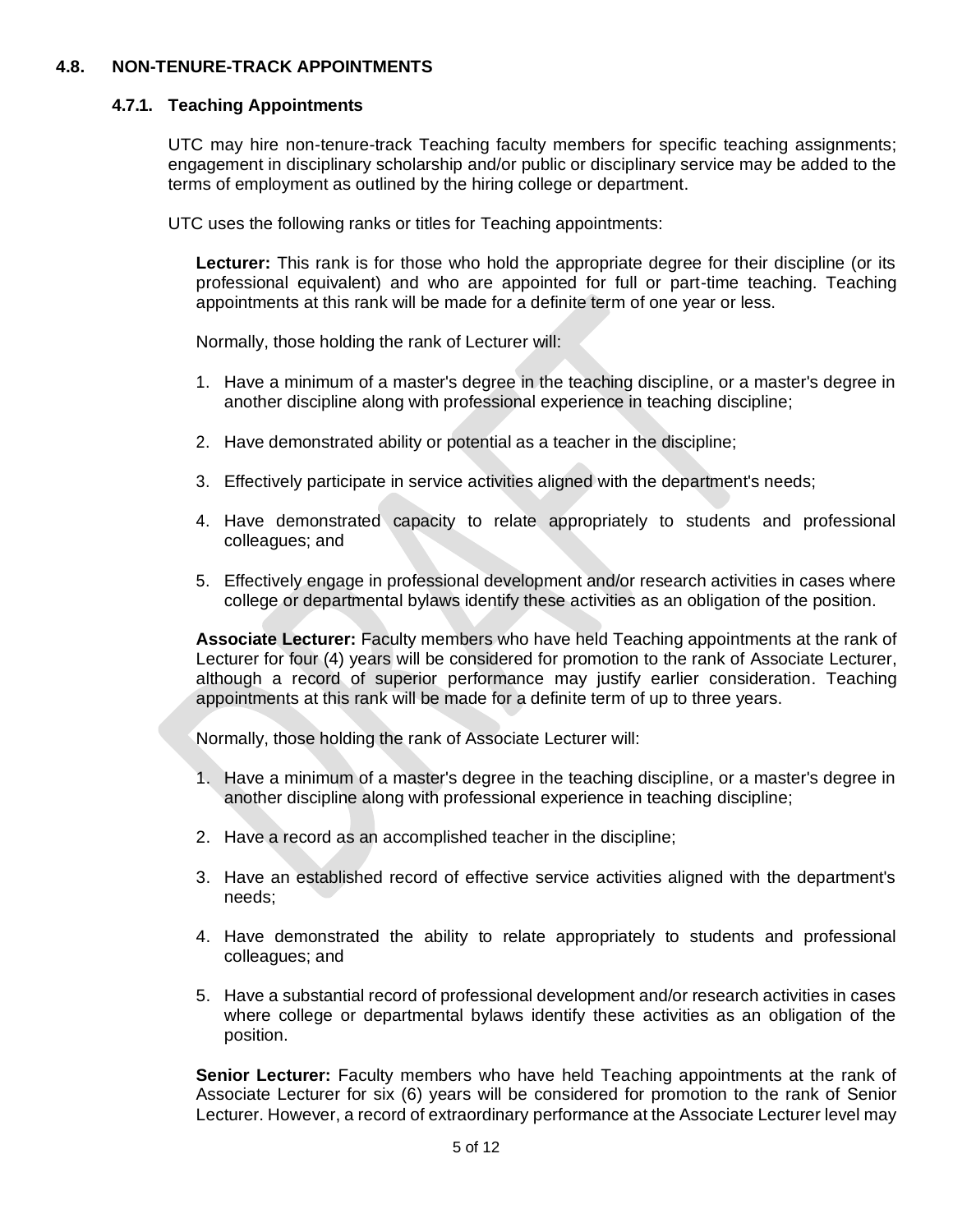## 4.8. NON-TENURE-TRACK APPOINTMENTS

### 4.7.1. Teaching Appointments

UTC may hire non-tenure-track Teaching faculty members for specific teaching assignments; engagement in disciplinary scholarship and/or public or disciplinary service may be added to the terms of employment as outlined by the hiring college or department.

UTC uses the following ranks or titles for Teaching appointments:

**Lecturer:** This rank is for those who hold the appropriate degree for their discipline (or its professional equivalent) and who are appointed for full or part-time teaching. Teaching appointments at this rank will be made for a definite term of one year or less.

Normally, those holding the rank of Lecturer will:

1. Have a minimum of a master's degree in the teaching discipline, or a master's degree in another discipline along with professional experience in teaching discipline;
2. Have demonstrated ability or potential as a teacher in the discipline;
3. Effectively participate in service activities aligned with the department's needs;
4. Have demonstrated capacity to relate appropriately to students and professional colleagues; and
5. Effectively engage in professional development and/or research activities in cases where college or departmental bylaws identify these activities as an obligation of the position.

**Associate Lecturer:** Faculty members who have held Teaching appointments at the rank of Lecturer for four (4) years will be considered for promotion to the rank of Associate Lecturer, although a record of superior performance may justify earlier consideration. Teaching appointments at this rank will be made for a definite term of up to three years.

Normally, those holding the rank of Associate Lecturer will:

1. Have a minimum of a master's degree in the teaching discipline, or a master's degree in another discipline along with professional experience in teaching discipline;
2. Have a record as an accomplished teacher in the discipline;
3. Have an established record of effective service activities aligned with the department's needs;
4. Have demonstrated the ability to relate appropriately to students and professional colleagues; and
5. Have a substantial record of professional development and/or research activities in cases where college or departmental bylaws identify these activities as an obligation of the position.

**Senior Lecturer:** Faculty members who have held Teaching appointments at the rank of Associate Lecturer for six (6) years will be considered for promotion to the rank of Senior Lecturer. However, a record of extraordinary performance at the Associate Lecturer level may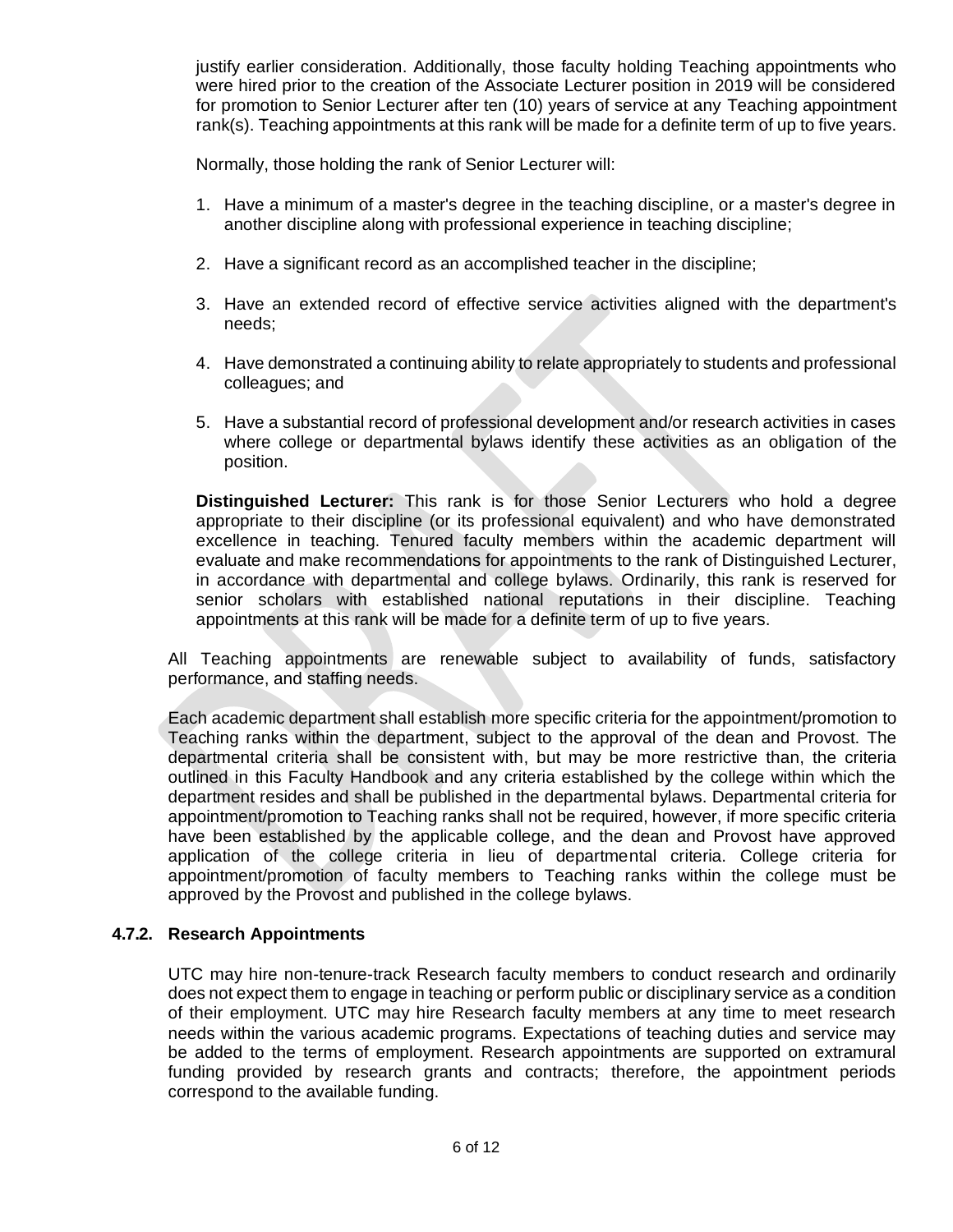justify earlier consideration. Additionally, those faculty holding Teaching appointments who were hired prior to the creation of the Associate Lecturer position in 2019 will be considered for promotion to Senior Lecturer after ten (10) years of service at any Teaching appointment rank(s). Teaching appointments at this rank will be made for a definite term of up to five years.

Normally, those holding the rank of Senior Lecturer will:

1. Have a minimum of a master's degree in the teaching discipline, or a master's degree in another discipline along with professional experience in teaching discipline;

2. Have a significant record as an accomplished teacher in the discipline;

3. Have an extended record of effective service activities aligned with the department's needs;

4. Have demonstrated a continuing ability to relate appropriately to students and professional colleagues; and

5. Have a substantial record of professional development and/or research activities in cases where college or departmental bylaws identify these activities as an obligation of the position.

**Distinguished Lecturer:** This rank is for those Senior Lecturers who hold a degree appropriate to their discipline (or its professional equivalent) and who have demonstrated excellence in teaching. Tenured faculty members within the academic department will evaluate and make recommendations for appointments to the rank of Distinguished Lecturer, in accordance with departmental and college bylaws. Ordinarily, this rank is reserved for senior scholars with established national reputations in their discipline. Teaching appointments at this rank will be made for a definite term of up to five years.

All Teaching appointments are renewable subject to availability of funds, satisfactory performance, and staffing needs.

Each academic department shall establish more specific criteria for the appointment/promotion to Teaching ranks within the department, subject to the approval of the dean and Provost. The departmental criteria shall be consistent with, but may be more restrictive than, the criteria outlined in this Faculty Handbook and any criteria established by the college within which the department resides and shall be published in the departmental bylaws. Departmental criteria for appointment/promotion to Teaching ranks shall not be required, however, if more specific criteria have been established by the applicable college, and the dean and Provost have approved application of the college criteria in lieu of departmental criteria. College criteria for appointment/promotion of faculty members to Teaching ranks within the college must be approved by the Provost and published in the college bylaws.

### 4.7.2. Research Appointments

UTC may hire non-tenure-track Research faculty members to conduct research and ordinarily does not expect them to engage in teaching or perform public or disciplinary service as a condition of their employment. UTC may hire Research faculty members at any time to meet research needs within the various academic programs. Expectations of teaching duties and service may be added to the terms of employment. Research appointments are supported on extramural funding provided by research grants and contracts; therefore, the appointment periods correspond to the available funding.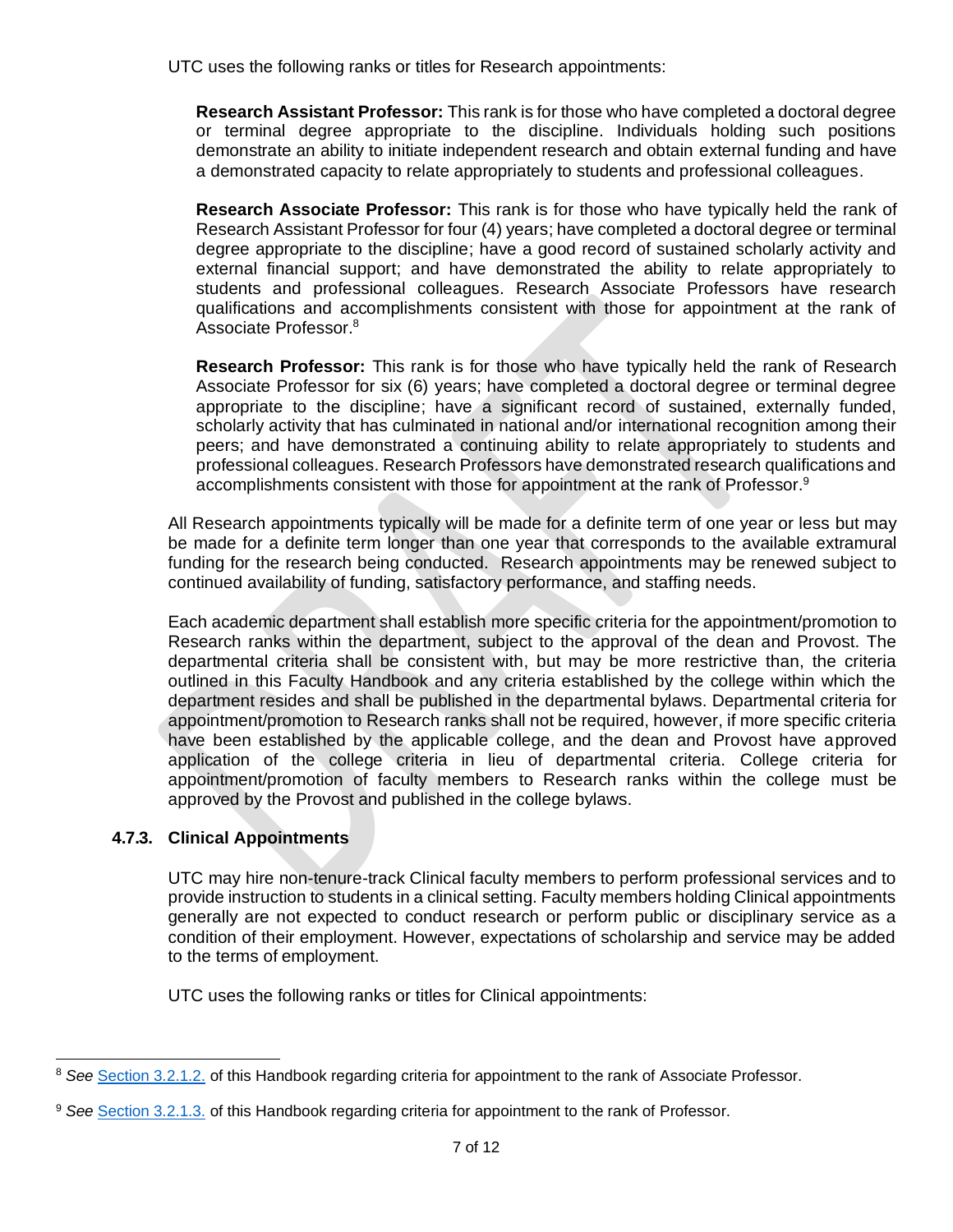UTC uses the following ranks or titles for Research appointments:

**Research Assistant Professor:** This rank is for those who have completed a doctoral degree or terminal degree appropriate to the discipline. Individuals holding such positions demonstrate an ability to initiate independent research and obtain external funding and have a demonstrated capacity to relate appropriately to students and professional colleagues.

**Research Associate Professor:** This rank is for those who have typically held the rank of Research Assistant Professor for four (4) years; have completed a doctoral degree or terminal degree appropriate to the discipline; have a good record of sustained scholarly activity and external financial support; and have demonstrated the ability to relate appropriately to students and professional colleagues. Research Associate Professors have research qualifications and accomplishments consistent with those for appointment at the rank of Associate Professor.[8]

**Research Professor:** This rank is for those who have typically held the rank of Research Associate Professor for six (6) years; have completed a doctoral degree or terminal degree appropriate to the discipline; have a significant record of sustained, externally funded, scholarly activity that has culminated in national and/or international recognition among their peers; and have demonstrated a continuing ability to relate appropriately to students and professional colleagues. Research Professors have demonstrated research qualifications and accomplishments consistent with those for appointment at the rank of Professor.[9]

All Research appointments typically will be made for a definite term of one year or less but may be made for a definite term longer than one year that corresponds to the available extramural funding for the research being conducted. Research appointments may be renewed subject to continued availability of funding, satisfactory performance, and staffing needs.

Each academic department shall establish more specific criteria for the appointment/promotion to Research ranks within the department, subject to the approval of the dean and Provost. The departmental criteria shall be consistent with, but may be more restrictive than, the criteria outlined in this Faculty Handbook and any criteria established by the college within which the department resides and shall be published in the departmental bylaws. Departmental criteria for appointment/promotion to Research ranks shall not be required, however, if more specific criteria have been established by the applicable college, and the dean and Provost have approved application of the college criteria in lieu of departmental criteria. College criteria for appointment/promotion of faculty members to Research ranks within the college must be approved by the Provost and published in the college bylaws.

### 4.7.3. Clinical Appointments

UTC may hire non-tenure-track Clinical faculty members to perform professional services and to provide instruction to students in a clinical setting. Faculty members holding Clinical appointments generally are not expected to conduct research or perform public or disciplinary service as a condition of their employment. However, expectations of scholarship and service may be added to the terms of employment.

UTC uses the following ranks or titles for Clinical appointments:

---

[8] *See* Section 3.2.1.2. of this Handbook regarding criteria for appointment to the rank of Associate Professor.

[9] *See* Section 3.2.1.3. of this Handbook regarding criteria for appointment to the rank of Professor.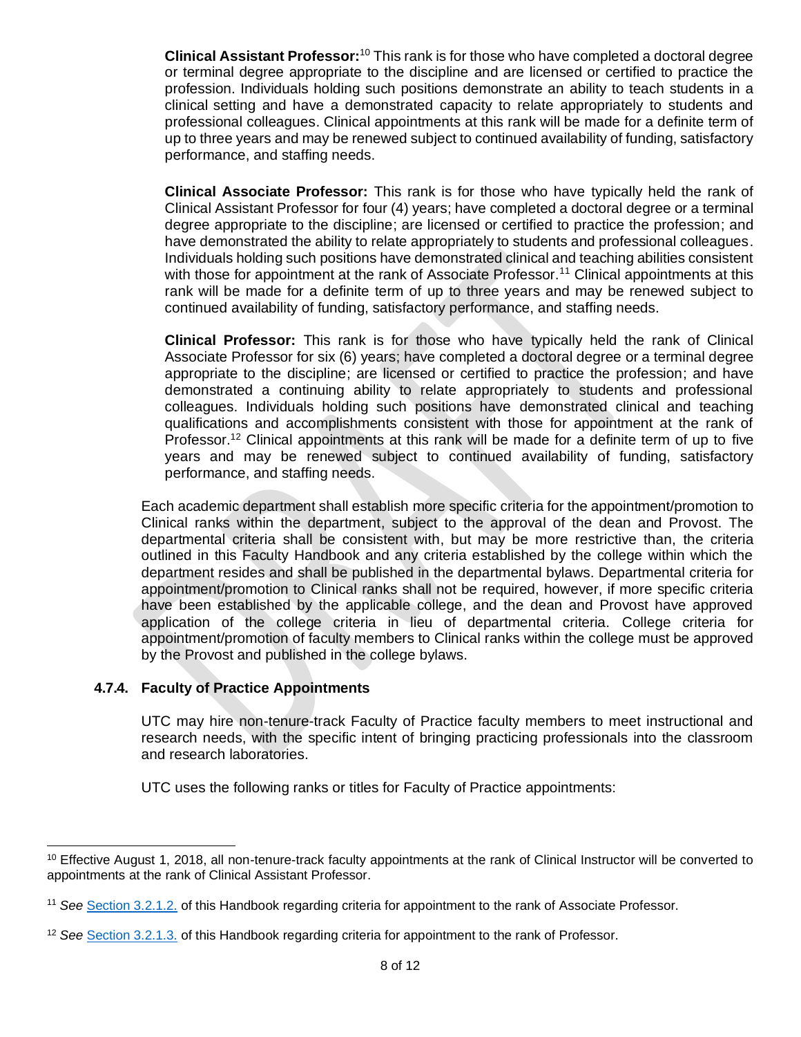**Clinical Assistant Professor:**[10] This rank is for those who have completed a doctoral degree or terminal degree appropriate to the discipline and are licensed or certified to practice the profession. Individuals holding such positions demonstrate an ability to teach students in a clinical setting and have a demonstrated capacity to relate appropriately to students and professional colleagues. Clinical appointments at this rank will be made for a definite term of up to three years and may be renewed subject to continued availability of funding, satisfactory performance, and staffing needs.

**Clinical Associate Professor:** This rank is for those who have typically held the rank of Clinical Assistant Professor for four (4) years; have completed a doctoral degree or a terminal degree appropriate to the discipline; are licensed or certified to practice the profession; and have demonstrated the ability to relate appropriately to students and professional colleagues. Individuals holding such positions have demonstrated clinical and teaching abilities consistent with those for appointment at the rank of Associate Professor.[11] Clinical appointments at this rank will be made for a definite term of up to three years and may be renewed subject to continued availability of funding, satisfactory performance, and staffing needs.

**Clinical Professor:** This rank is for those who have typically held the rank of Clinical Associate Professor for six (6) years; have completed a doctoral degree or a terminal degree appropriate to the discipline; are licensed or certified to practice the profession; and have demonstrated a continuing ability to relate appropriately to students and professional colleagues. Individuals holding such positions have demonstrated clinical and teaching qualifications and accomplishments consistent with those for appointment at the rank of Professor.[12] Clinical appointments at this rank will be made for a definite term of up to five years and may be renewed subject to continued availability of funding, satisfactory performance, and staffing needs.

Each academic department shall establish more specific criteria for the appointment/promotion to Clinical ranks within the department, subject to the approval of the dean and Provost. The departmental criteria shall be consistent with, but may be more restrictive than, the criteria outlined in this Faculty Handbook and any criteria established by the college within which the department resides and shall be published in the departmental bylaws. Departmental criteria for appointment/promotion to Clinical ranks shall not be required, however, if more specific criteria have been established by the applicable college, and the dean and Provost have approved application of the college criteria in lieu of departmental criteria. College criteria for appointment/promotion of faculty members to Clinical ranks within the college must be approved by the Provost and published in the college bylaws.

### 4.7.4. Faculty of Practice Appointments

UTC may hire non-tenure-track Faculty of Practice faculty members to meet instructional and research needs, with the specific intent of bringing practicing professionals into the classroom and research laboratories.

UTC uses the following ranks or titles for Faculty of Practice appointments:

---

[10] Effective August 1, 2018, all non-tenure-track faculty appointments at the rank of Clinical Instructor will be converted to appointments at the rank of Clinical Assistant Professor.

[11] *See* Section 3.2.1.2. of this Handbook regarding criteria for appointment to the rank of Associate Professor.

[12] *See* Section 3.2.1.3. of this Handbook regarding criteria for appointment to the rank of Professor.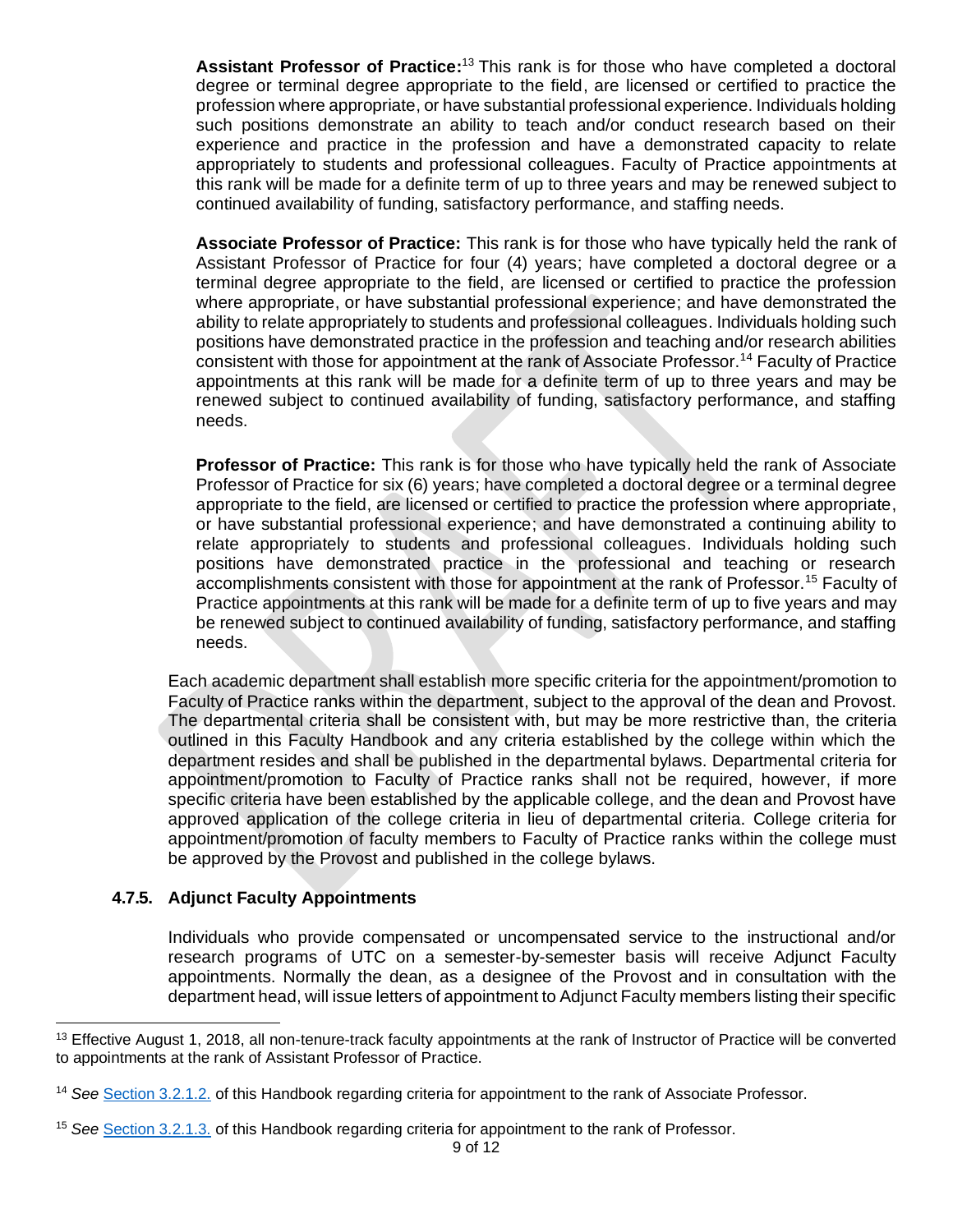**Assistant Professor of Practice:**[13] This rank is for those who have completed a doctoral degree or terminal degree appropriate to the field, are licensed or certified to practice the profession where appropriate, or have substantial professional experience. Individuals holding such positions demonstrate an ability to teach and/or conduct research based on their experience and practice in the profession and have a demonstrated capacity to relate appropriately to students and professional colleagues. Faculty of Practice appointments at this rank will be made for a definite term of up to three years and may be renewed subject to continued availability of funding, satisfactory performance, and staffing needs.

**Associate Professor of Practice:** This rank is for those who have typically held the rank of Assistant Professor of Practice for four (4) years; have completed a doctoral degree or a terminal degree appropriate to the field, are licensed or certified to practice the profession where appropriate, or have substantial professional experience; and have demonstrated the ability to relate appropriately to students and professional colleagues. Individuals holding such positions have demonstrated practice in the profession and teaching and/or research abilities consistent with those for appointment at the rank of Associate Professor.[14] Faculty of Practice appointments at this rank will be made for a definite term of up to three years and may be renewed subject to continued availability of funding, satisfactory performance, and staffing needs.

**Professor of Practice:** This rank is for those who have typically held the rank of Associate Professor of Practice for six (6) years; have completed a doctoral degree or a terminal degree appropriate to the field, are licensed or certified to practice the profession where appropriate, or have substantial professional experience; and have demonstrated a continuing ability to relate appropriately to students and professional colleagues. Individuals holding such positions have demonstrated practice in the professional and teaching or research accomplishments consistent with those for appointment at the rank of Professor.[15] Faculty of Practice appointments at this rank will be made for a definite term of up to five years and may be renewed subject to continued availability of funding, satisfactory performance, and staffing needs.

Each academic department shall establish more specific criteria for the appointment/promotion to Faculty of Practice ranks within the department, subject to the approval of the dean and Provost. The departmental criteria shall be consistent with, but may be more restrictive than, the criteria outlined in this Faculty Handbook and any criteria established by the college within which the department resides and shall be published in the departmental bylaws. Departmental criteria for appointment/promotion to Faculty of Practice ranks shall not be required, however, if more specific criteria have been established by the applicable college, and the dean and Provost have approved application of the college criteria in lieu of departmental criteria. College criteria for appointment/promotion of faculty members to Faculty of Practice ranks within the college must be approved by the Provost and published in the college bylaws.

### 4.7.5. Adjunct Faculty Appointments

Individuals who provide compensated or uncompensated service to the instructional and/or research programs of UTC on a semester-by-semester basis will receive Adjunct Faculty appointments. Normally the dean, as a designee of the Provost and in consultation with the department head, will issue letters of appointment to Adjunct Faculty members listing their specific

---

[13] Effective August 1, 2018, all non-tenure-track faculty appointments at the rank of Instructor of Practice will be converted to appointments at the rank of Assistant Professor of Practice.

[14] *See* Section 3.2.1.2. of this Handbook regarding criteria for appointment to the rank of Associate Professor.

[15] *See* Section 3.2.1.3. of this Handbook regarding criteria for appointment to the rank of Professor.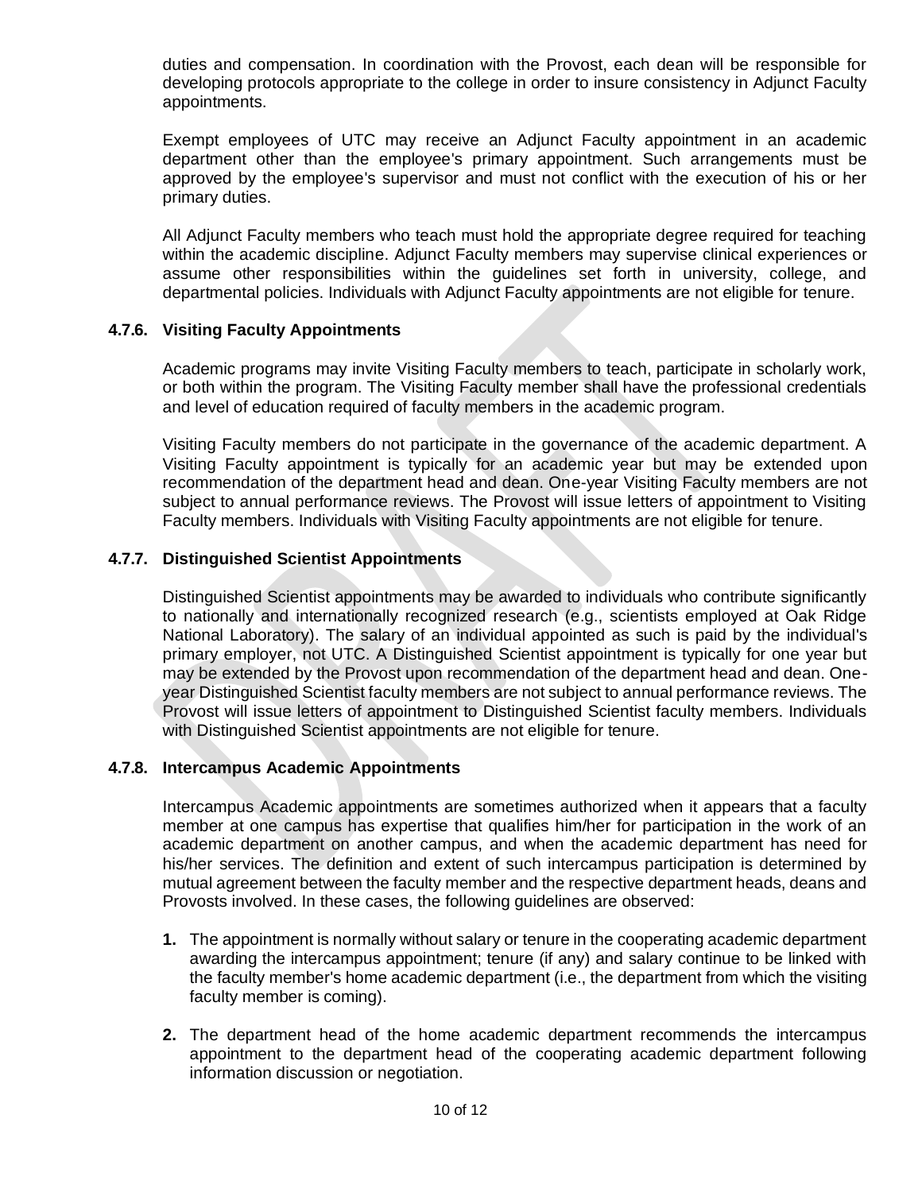duties and compensation. In coordination with the Provost, each dean will be responsible for developing protocols appropriate to the college in order to insure consistency in Adjunct Faculty appointments.

Exempt employees of UTC may receive an Adjunct Faculty appointment in an academic department other than the employee's primary appointment. Such arrangements must be approved by the employee's supervisor and must not conflict with the execution of his or her primary duties.

All Adjunct Faculty members who teach must hold the appropriate degree required for teaching within the academic discipline. Adjunct Faculty members may supervise clinical experiences or assume other responsibilities within the guidelines set forth in university, college, and departmental policies. Individuals with Adjunct Faculty appointments are not eligible for tenure.

#### 4.7.6. Visiting Faculty Appointments

Academic programs may invite Visiting Faculty members to teach, participate in scholarly work, or both within the program. The Visiting Faculty member shall have the professional credentials and level of education required of faculty members in the academic program.

Visiting Faculty members do not participate in the governance of the academic department. A Visiting Faculty appointment is typically for an academic year but may be extended upon recommendation of the department head and dean. One-year Visiting Faculty members are not subject to annual performance reviews. The Provost will issue letters of appointment to Visiting Faculty members. Individuals with Visiting Faculty appointments are not eligible for tenure.

#### 4.7.7. Distinguished Scientist Appointments

Distinguished Scientist appointments may be awarded to individuals who contribute significantly to nationally and internationally recognized research (e.g., scientists employed at Oak Ridge National Laboratory). The salary of an individual appointed as such is paid by the individual's primary employer, not UTC. A Distinguished Scientist appointment is typically for one year but may be extended by the Provost upon recommendation of the department head and dean. One-year Distinguished Scientist faculty members are not subject to annual performance reviews. The Provost will issue letters of appointment to Distinguished Scientist faculty members. Individuals with Distinguished Scientist appointments are not eligible for tenure.

#### 4.7.8. Intercampus Academic Appointments

Intercampus Academic appointments are sometimes authorized when it appears that a faculty member at one campus has expertise that qualifies him/her for participation in the work of an academic department on another campus, and when the academic department has need for his/her services. The definition and extent of such intercampus participation is determined by mutual agreement between the faculty member and the respective department heads, deans and Provosts involved. In these cases, the following guidelines are observed:

1. The appointment is normally without salary or tenure in the cooperating academic department awarding the intercampus appointment; tenure (if any) and salary continue to be linked with the faculty member's home academic department (i.e., the department from which the visiting faculty member is coming).

2. The department head of the home academic department recommends the intercampus appointment to the department head of the cooperating academic department following information discussion or negotiation.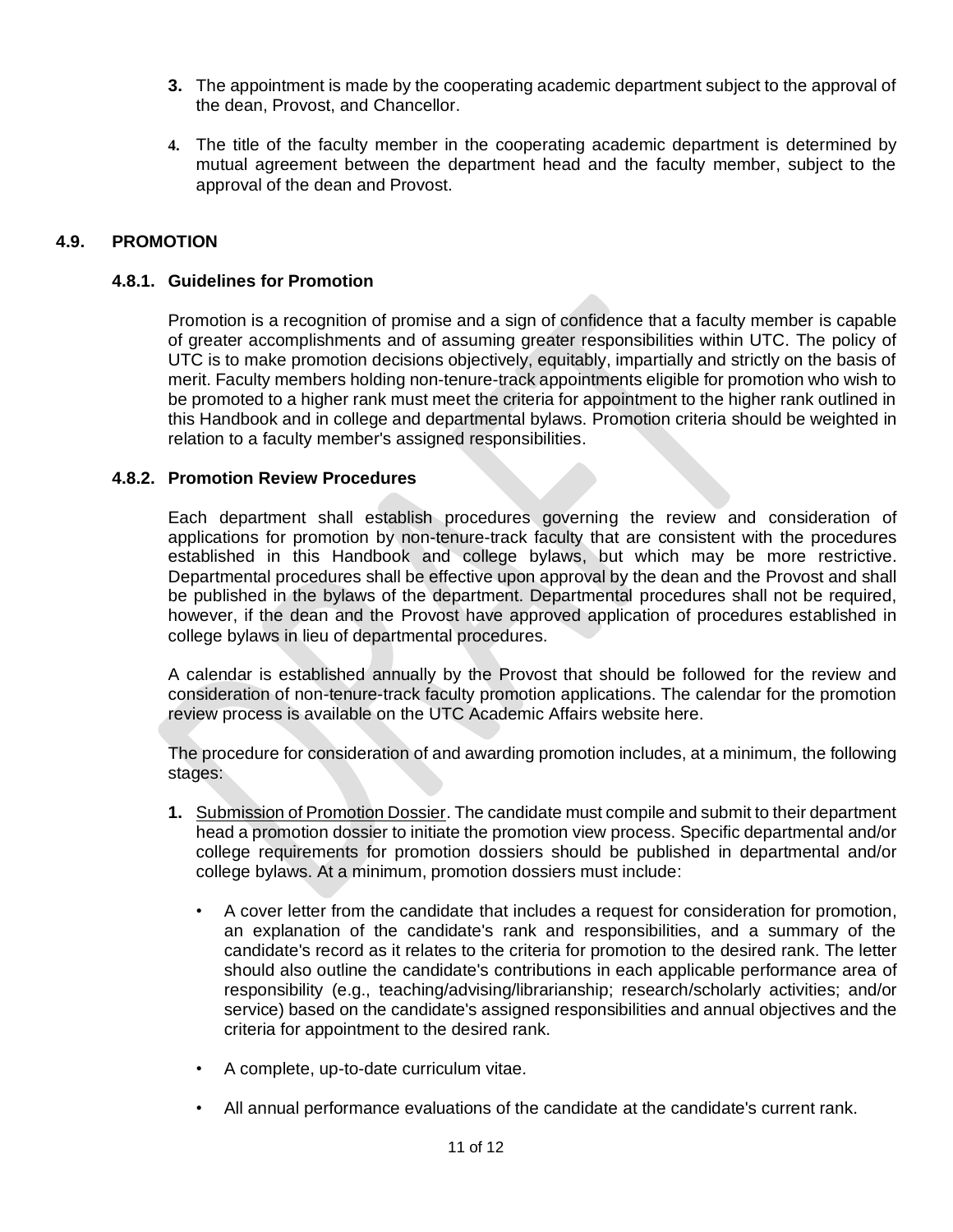3. The appointment is made by the cooperating academic department subject to the approval of the dean, Provost, and Chancellor.

4. The title of the faculty member in the cooperating academic department is determined by mutual agreement between the department head and the faculty member, subject to the approval of the dean and Provost.

## 4.9. PROMOTION

### 4.8.1. Guidelines for Promotion

Promotion is a recognition of promise and a sign of confidence that a faculty member is capable of greater accomplishments and of assuming greater responsibilities within UTC. The policy of UTC is to make promotion decisions objectively, equitably, impartially and strictly on the basis of merit. Faculty members holding non-tenure-track appointments eligible for promotion who wish to be promoted to a higher rank must meet the criteria for appointment to the higher rank outlined in this Handbook and in college and departmental bylaws. Promotion criteria should be weighted in relation to a faculty member's assigned responsibilities.

### 4.8.2. Promotion Review Procedures

Each department shall establish procedures governing the review and consideration of applications for promotion by non-tenure-track faculty that are consistent with the procedures established in this Handbook and college bylaws, but which may be more restrictive. Departmental procedures shall be effective upon approval by the dean and the Provost and shall be published in the bylaws of the department. Departmental procedures shall not be required, however, if the dean and the Provost have approved application of procedures established in college bylaws in lieu of departmental procedures.

A calendar is established annually by the Provost that should be followed for the review and consideration of non-tenure-track faculty promotion applications. The calendar for the promotion review process is available on the UTC Academic Affairs website here.

The procedure for consideration of and awarding promotion includes, at a minimum, the following stages:

1. Submission of Promotion Dossier. The candidate must compile and submit to their department head a promotion dossier to initiate the promotion view process. Specific departmental and/or college requirements for promotion dossiers should be published in departmental and/or college bylaws. At a minimum, promotion dossiers must include:

   - A cover letter from the candidate that includes a request for consideration for promotion, an explanation of the candidate's rank and responsibilities, and a summary of the candidate's record as it relates to the criteria for promotion to the desired rank. The letter should also outline the candidate's contributions in each applicable performance area of responsibility (e.g., teaching/advising/librarianship; research/scholarly activities; and/or service) based on the candidate's assigned responsibilities and annual objectives and the criteria for appointment to the desired rank.

   - A complete, up-to-date curriculum vitae.

   - All annual performance evaluations of the candidate at the candidate's current rank.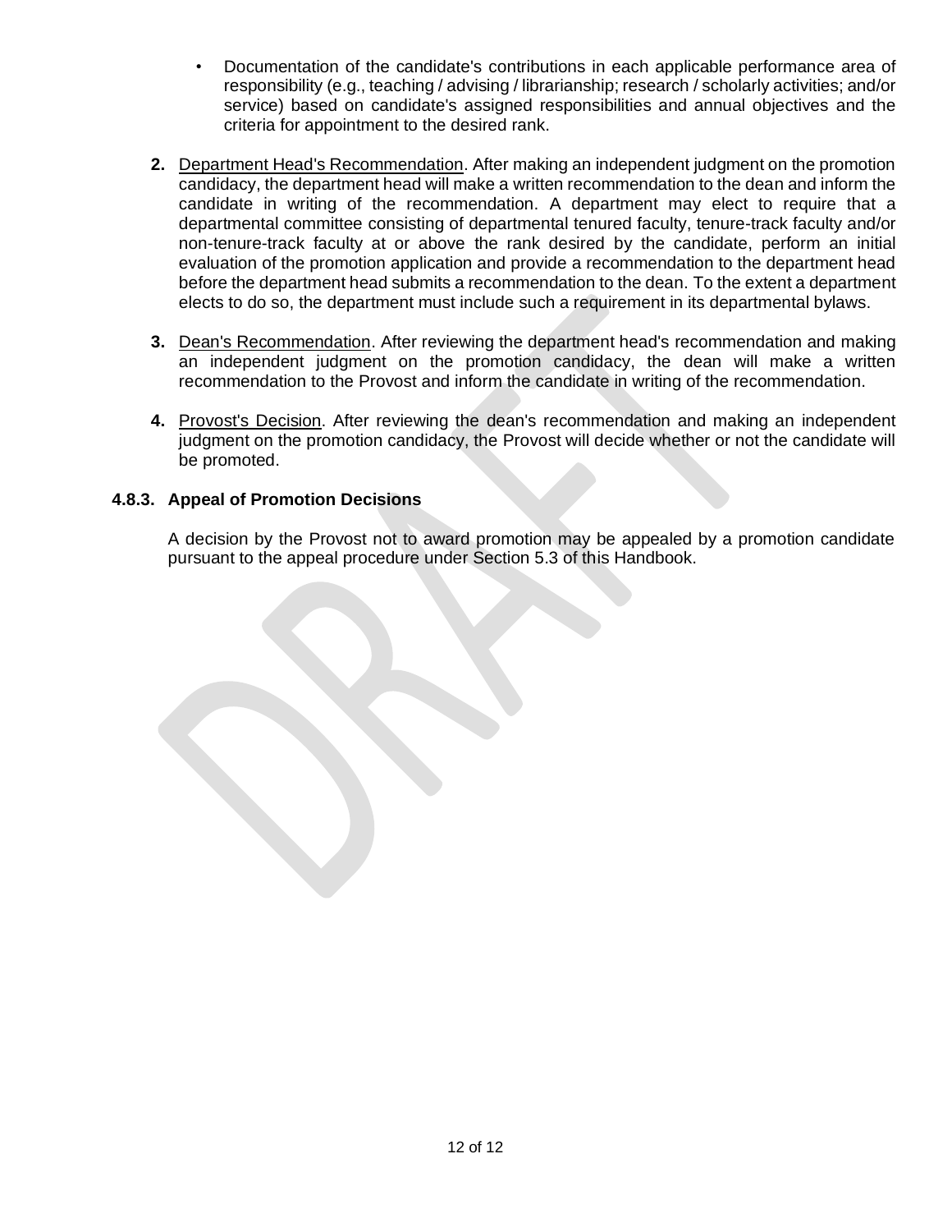- Documentation of the candidate's contributions in each applicable performance area of responsibility (e.g., teaching / advising / librarianship; research / scholarly activities; and/or service) based on candidate's assigned responsibilities and annual objectives and the criteria for appointment to the desired rank.

**2.** Department Head's Recommendation. After making an independent judgment on the promotion candidacy, the department head will make a written recommendation to the dean and inform the candidate in writing of the recommendation. A department may elect to require that a departmental committee consisting of departmental tenured faculty, tenure-track faculty and/or non-tenure-track faculty at or above the rank desired by the candidate, perform an initial evaluation of the promotion application and provide a recommendation to the department head before the department head submits a recommendation to the dean. To the extent a department elects to do so, the department must include such a requirement in its departmental bylaws.

**3.** Dean's Recommendation. After reviewing the department head's recommendation and making an independent judgment on the promotion candidacy, the dean will make a written recommendation to the Provost and inform the candidate in writing of the recommendation.

**4.** Provost's Decision. After reviewing the dean's recommendation and making an independent judgment on the promotion candidacy, the Provost will decide whether or not the candidate will be promoted.

### 4.8.3. Appeal of Promotion Decisions

A decision by the Provost not to award promotion may be appealed by a promotion candidate pursuant to the appeal procedure under Section 5.3 of this Handbook.